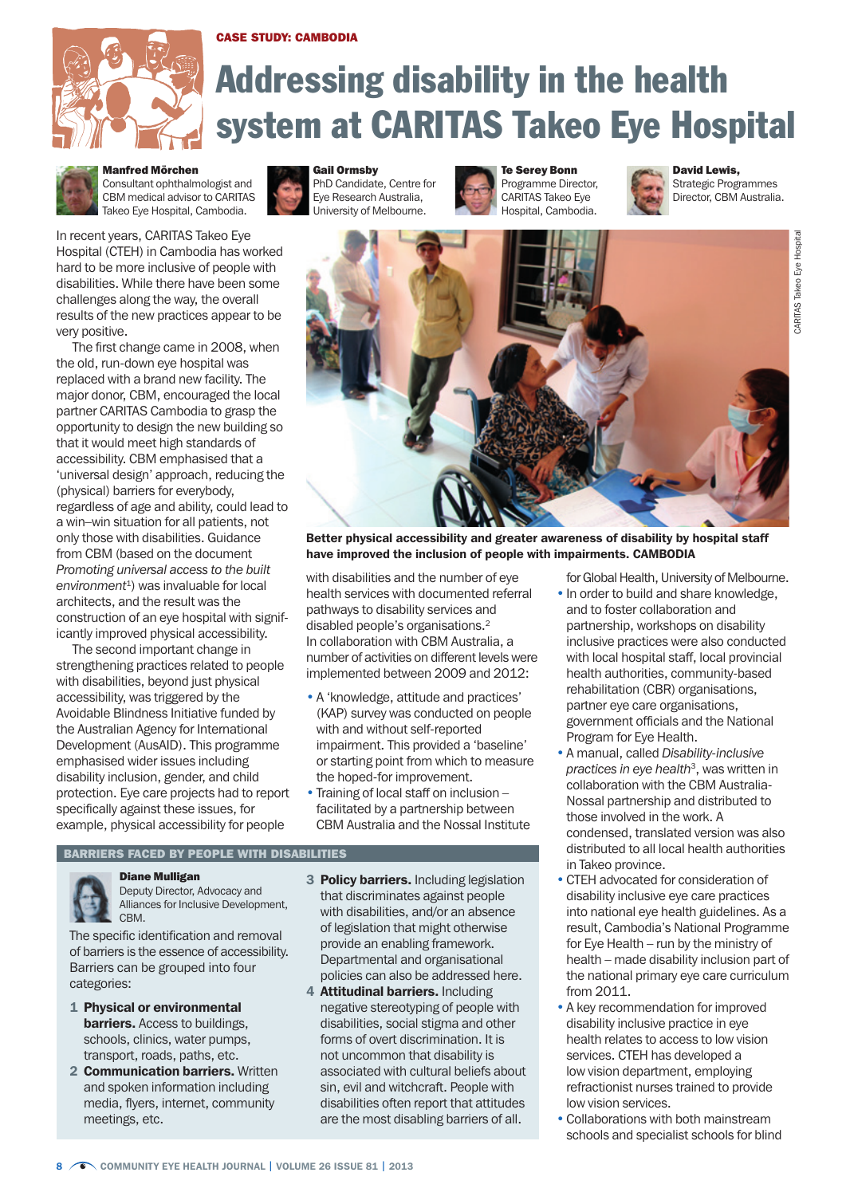CASE STUDY: CAMBODIA

# Addressing disability in the health system at CARITAS Takeo Eye Hospital

**Manfred Mörchen**
Consultant ophthalmologist and CBM medical advisor to CARITAS Takeo Eye Hospital, Cambodia.

**Gail Ormsby**
PhD Candidate, Centre for Eye Research Australia, University of Melbourne.

**Te Serey Bonn**
Programme Director, CARITAS Takeo Eye Hospital, Cambodia.

**David Lewis,**
Strategic Programmes Director, CBM Australia.

In recent years, CARITAS Takeo Eye Hospital (CTEH) in Cambodia has worked hard to be more inclusive of people with disabilities. While there have been some challenges along the way, the overall results of the new practices appear to be very positive.

The first change came in 2008, when the old, run-down eye hospital was replaced with a brand new facility. The major donor, CBM, encouraged the local partner CARITAS Cambodia to grasp the opportunity to design the new building so that it would meet high standards of accessibility. CBM emphasised that a 'universal design' approach, reducing the (physical) barriers for everybody, regardless of age and ability, could lead to a win–win situation for all patients, not only those with disabilities. Guidance from CBM (based on the document *Promoting universal access to the built environment*[1]) was invaluable for local architects, and the result was the construction of an eye hospital with significantly improved physical accessibility.

The second important change in strengthening practices related to people with disabilities, beyond just physical accessibility, was triggered by the Avoidable Blindness Initiative funded by the Australian Agency for International Development (AusAID). This programme emphasised wider issues including disability inclusion, gender, and child protection. Eye care projects had to report specifically against these issues, for example, physical accessibility for people with disabilities and the number of eye health services with documented referral pathways to disability services and disabled people's organisations.[2]

In collaboration with CBM Australia, a number of activities on different levels were implemented between 2009 and 2012:

- A 'knowledge, attitude and practices' (KAP) survey was conducted on people with and without self-reported impairment. This provided a 'baseline' or starting point from which to measure the hoped-for improvement.
- Training of local staff on inclusion – facilitated by a partnership between CBM Australia and the Nossal Institute for Global Health, University of Melbourne.
- In order to build and share knowledge, and to foster collaboration and partnership, workshops on disability inclusive practices were also conducted with local hospital staff, local provincial health authorities, community-based rehabilitation (CBR) organisations, partner eye care organisations, government officials and the National Program for Eye Health.
- A manual, called *Disability-inclusive practices in eye health*[3], was written in collaboration with the CBM Australia-Nossal partnership and distributed to those involved in the work. A condensed, translated version was also distributed to all local health authorities in Takeo province.
- CTEH advocated for consideration of disability inclusive eye care practices into national eye health guidelines. As a result, Cambodia's National Programme for Eye Health – run by the ministry of health – made disability inclusion part of the national primary eye care curriculum from 2011.
- A key recommendation for improved disability inclusive practice in eye health relates to access to low vision services. CTEH has developed a low vision department, employing refractionist nurses trained to provide low vision services.
- Collaborations with both mainstream schools and specialist schools for blind

Better physical accessibility and greater awareness of disability by hospital staff have improved the inclusion of people with impairments. CAMBODIA

## BARRIERS FACED BY PEOPLE WITH DISABILITIES

**Diane Mulligan**
Deputy Director, Advocacy and Alliances for Inclusive Development, CBM.

The specific identification and removal of barriers is the essence of accessibility. Barriers can be grouped into four categories:

1. **Physical or environmental barriers.** Access to buildings, schools, clinics, water pumps, transport, roads, paths, etc.
2. **Communication barriers.** Written and spoken information including media, flyers, internet, community meetings, etc.
3. **Policy barriers.** Including legislation that discriminates against people with disabilities, and/or an absence of legislation that might otherwise provide an enabling framework. Departmental and organisational policies can also be addressed here.
4. **Attitudinal barriers.** Including negative stereotyping of people with disabilities, social stigma and other forms of overt discrimination. It is not uncommon that disability is associated with cultural beliefs about sin, evil and witchcraft. People with disabilities often report that attitudes are the most disabling barriers of all.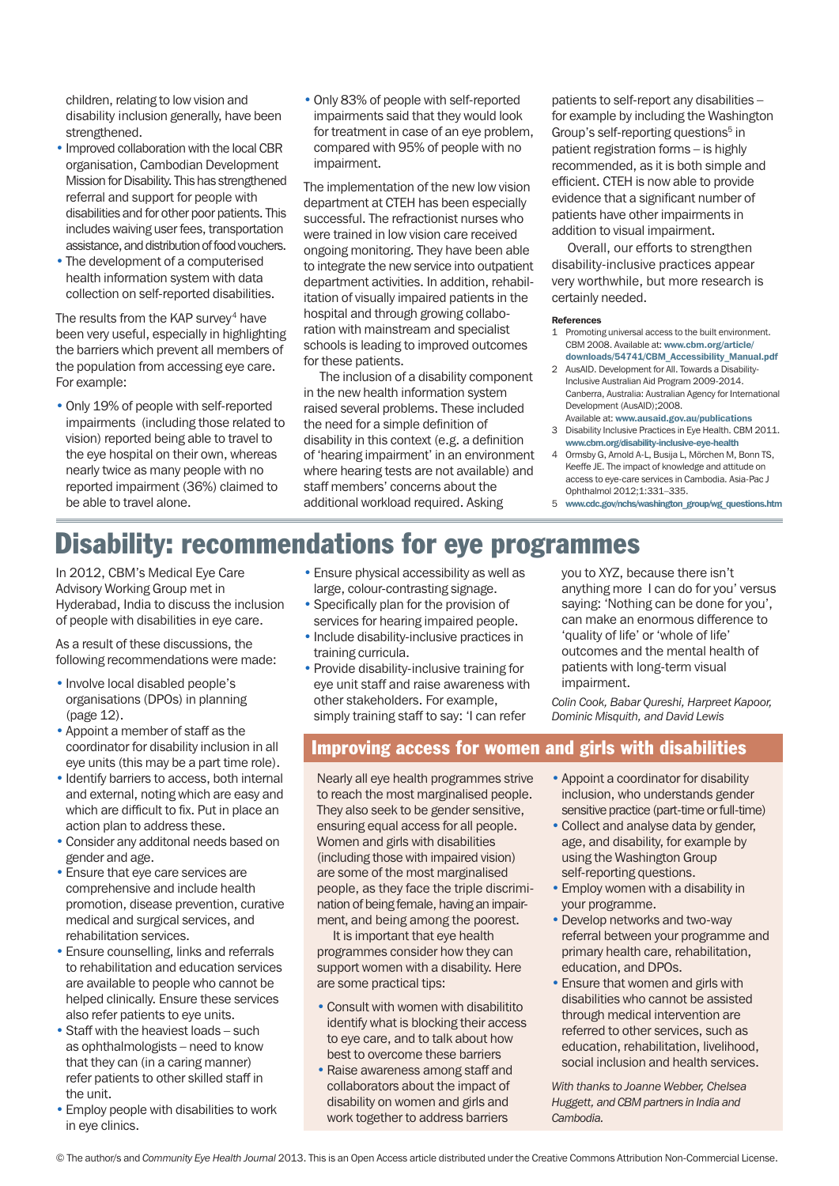children, relating to low vision and disability inclusion generally, have been strengthened.

- Improved collaboration with the local CBR organisation, Cambodian Development Mission for Disability. This has strengthened referral and support for people with disabilities and for other poor patients. This includes waiving user fees, transportation assistance, and distribution of food vouchers.
- The development of a computerised health information system with data collection on self-reported disabilities.

The results from the KAP survey[4] have been very useful, especially in highlighting the barriers which prevent all members of the population from accessing eye care. For example:

- Only 19% of people with self-reported impairments (including those related to vision) reported being able to travel to the eye hospital on their own, whereas nearly twice as many people with no reported impairment (36%) claimed to be able to travel alone.
- Only 83% of people with self-reported impairments said that they would look for treatment in case of an eye problem, compared with 95% of people with no impairment.

The implementation of the new low vision department at CTEH has been especially successful. The refractionist nurses who were trained in low vision care received ongoing monitoring. They have been able to integrate the new service into outpatient department activities. In addition, rehabilitation of visually impaired patients in the hospital and through growing collaboration with mainstream and specialist schools is leading to improved outcomes for these patients.

The inclusion of a disability component in the new health information system raised several problems. These included the need for a simple definition of disability in this context (e.g. a definition of 'hearing impairment' in an environment where hearing tests are not available) and staff members' concerns about the additional workload required. Asking patients to self-report any disabilities – for example by including the Washington Group's self-reporting questions[5] in patient registration forms – is highly recommended, as it is both simple and efficient. CTEH is now able to provide evidence that a significant number of patients have other impairments in addition to visual impairment.

Overall, our efforts to strengthen disability-inclusive practices appear very worthwhile, but more research is certainly needed.

**References**

1. Promoting universal access to the built environment. CBM 2008. Available at: www.cbm.org/article/downloads/54741/CBM_Accessibility_Manual.pdf
2. AusAID. Development for All. Towards a Disability-Inclusive Australian Aid Program 2009-2014. Canberra, Australia: Australian Agency for International Development (AusAID);2008. Available at: www.ausaid.gov.au/publications
3. Disability Inclusive Practices in Eye Health. CBM 2011. www.cbm.org/disability-inclusive-eye-health
4. Ormsby G, Arnold A-L, Busija L, Mörchen M, Bonn TS, Keeffe JE. The impact of knowledge and attitude on access to eye-care services in Cambodia. Asia-Pac J Ophthalmol 2012;1:331–335.
5. www.cdc.gov/nchs/washington_group/wg_questions.htm

# Disability: recommendations for eye programmes

In 2012, CBM's Medical Eye Care Advisory Working Group met in Hyderabad, India to discuss the inclusion of people with disabilities in eye care.

As a result of these discussions, the following recommendations were made:

- Involve local disabled people's organisations (DPOs) in planning (page 12).
- Appoint a member of staff as the coordinator for disability inclusion in all eye units (this may be a part time role).
- Identify barriers to access, both internal and external, noting which are easy and which are difficult to fix. Put in place an action plan to address these.
- Consider any additonal needs based on gender and age.
- Ensure that eye care services are comprehensive and include health promotion, disease prevention, curative medical and surgical services, and rehabilitation services.
- Ensure counselling, links and referrals to rehabilitation and education services are available to people who cannot be helped clinically. Ensure these services also refer patients to eye units.
- Staff with the heaviest loads – such as ophthalmologists – need to know that they can (in a caring manner) refer patients to other skilled staff in the unit.
- Employ people with disabilities to work in eye clinics.
- Ensure physical accessibility as well as large, colour-contrasting signage.
- Specifically plan for the provision of services for hearing impaired people.
- Include disability-inclusive practices in training curricula.
- Provide disability-inclusive training for eye unit staff and raise awareness with other stakeholders. For example, simply training staff to say: 'I can refer you to XYZ, because there isn't anything more I can do for you' versus saying: 'Nothing can be done for you', can make an enormous difference to 'quality of life' or 'whole of life' outcomes and the mental health of patients with long-term visual impairment.

*Colin Cook, Babar Qureshi, Harpreet Kapoor, Dominic Misquith, and David Lewis*

## Improving access for women and girls with disabilities

Nearly all eye health programmes strive to reach the most marginalised people. They also seek to be gender sensitive, ensuring equal access for all people. Women and girls with disabilities (including those with impaired vision) are some of the most marginalised people, as they face the triple discrimination of being female, having an impairment, and being among the poorest.

It is important that eye health programmes consider how they can support women with a disability. Here are some practical tips:

- Consult with women with disabilitito identify what is blocking their access to eye care, and to talk about how best to overcome these barriers
- Raise awareness among staff and collaborators about the impact of disability on women and girls and work together to address barriers
- Appoint a coordinator for disability inclusion, who understands gender sensitive practice (part-time or full-time)
- Collect and analyse data by gender, age, and disability, for example by using the Washington Group self-reporting questions.
- Employ women with a disability in your programme.
- Develop networks and two-way referral between your programme and primary health care, rehabilitation, education, and DPOs.
- Ensure that women and girls with disabilities who cannot be assisted through medical intervention are referred to other services, such as education, rehabilitation, livelihood, social inclusion and health services.

*With thanks to Joanne Webber, Chelsea Huggett, and CBM partners in India and Cambodia.*

© The author/s and *Community Eye Health Journal* 2013. This is an Open Access article distributed under the Creative Commons Attribution Non-Commercial License.